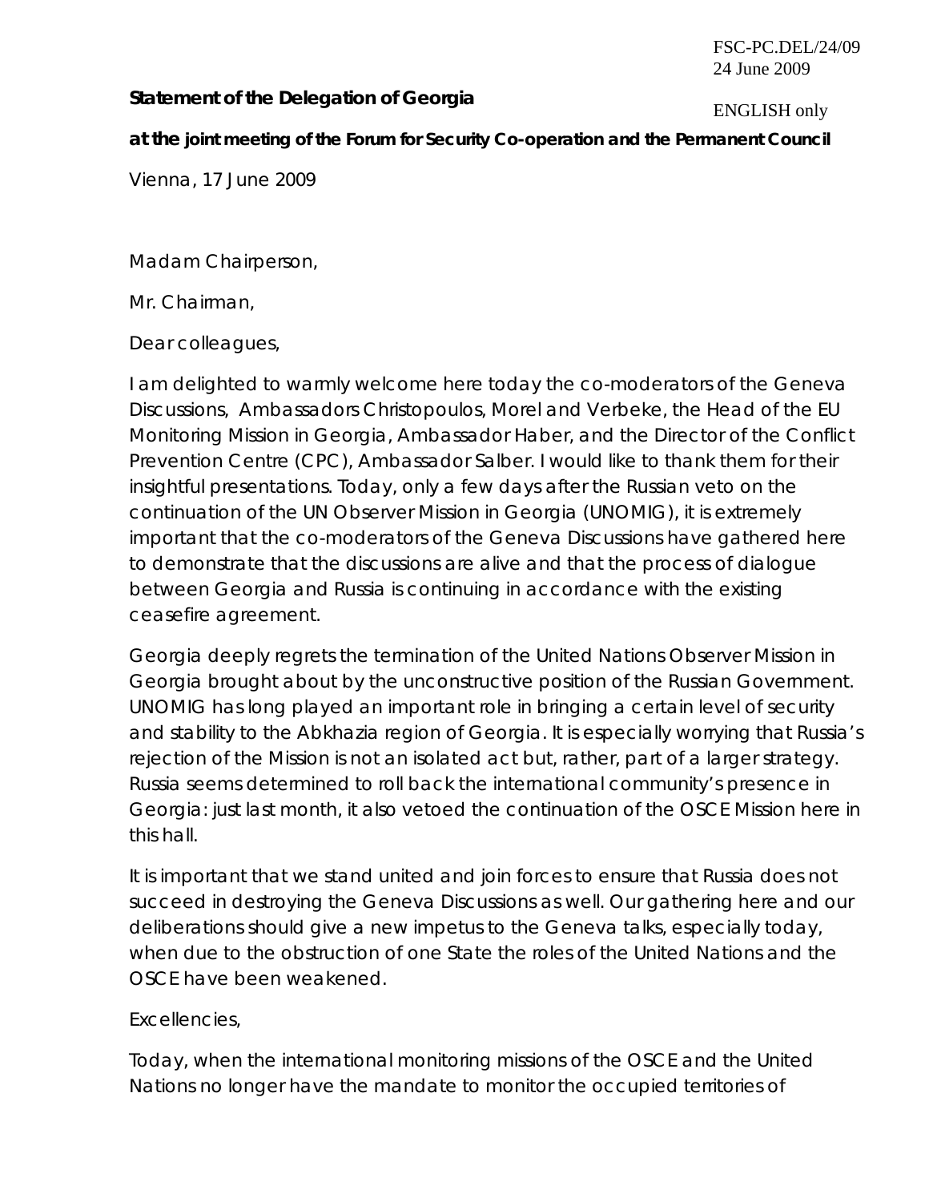FSC-PC.DEL/24/09
24 June 2009

ENGLISH only

**Statement of the Delegation of Georgia**

**at the joint meeting of the Forum for Security Co-operation and the Permanent Council**

Vienna, 17 June 2009

Madam Chairperson,

Mr. Chairman,

Dear colleagues,

I am delighted to warmly welcome here today the co-moderators of the Geneva Discussions, Ambassadors Christopoulos, Morel and Verbeke, the Head of the EU Monitoring Mission in Georgia, Ambassador Haber, and the Director of the Conflict Prevention Centre (CPC), Ambassador Salber. I would like to thank them for their insightful presentations. Today, only a few days after the Russian veto on the continuation of the UN Observer Mission in Georgia (UNOMIG), it is extremely important that the co-moderators of the Geneva Discussions have gathered here to demonstrate that the discussions are alive and that the process of dialogue between Georgia and Russia is continuing in accordance with the existing ceasefire agreement.

Georgia deeply regrets the termination of the United Nations Observer Mission in Georgia brought about by the unconstructive position of the Russian Government. UNOMIG has long played an important role in bringing a certain level of security and stability to the Abkhazia region of Georgia. It is especially worrying that Russia's rejection of the Mission is not an isolated act but, rather, part of a larger strategy. Russia seems determined to roll back the international community's presence in Georgia: just last month, it also vetoed the continuation of the OSCE Mission here in this hall.

It is important that we stand united and join forces to ensure that Russia does not succeed in destroying the Geneva Discussions as well. Our gathering here and our deliberations should give a new impetus to the Geneva talks, especially today, when due to the obstruction of one State the roles of the United Nations and the OSCE have been weakened.

Excellencies,

Today, when the international monitoring missions of the OSCE and the United Nations no longer have the mandate to monitor the occupied territories of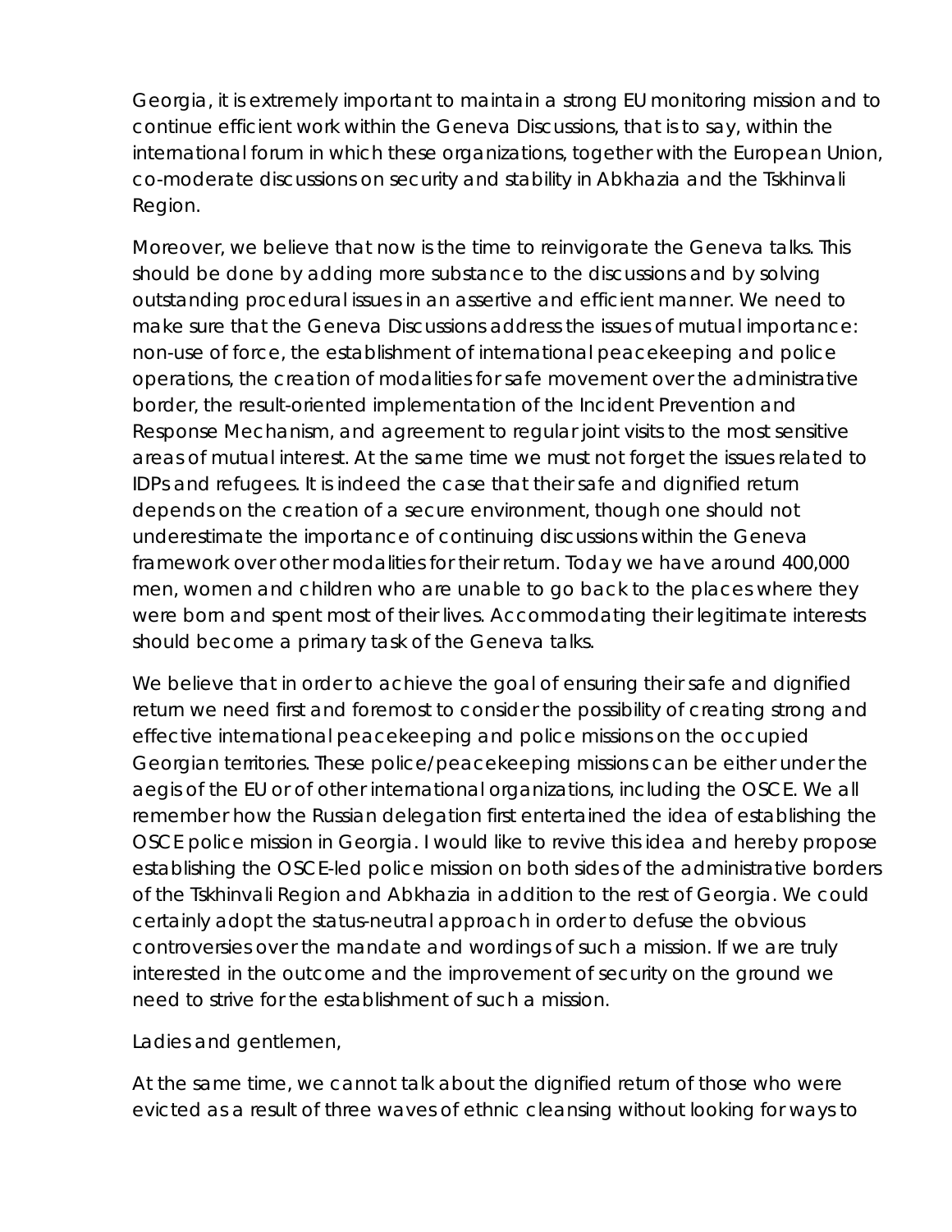Georgia, it is extremely important to maintain a strong EU monitoring mission and to continue efficient work within the Geneva Discussions, that is to say, within the international forum in which these organizations, together with the European Union, co-moderate discussions on security and stability in Abkhazia and the Tskhinvali Region.

Moreover, we believe that now is the time to reinvigorate the Geneva talks. This should be done by adding more substance to the discussions and by solving outstanding procedural issues in an assertive and efficient manner. We need to make sure that the Geneva Discussions address the issues of mutual importance: non-use of force, the establishment of international peacekeeping and police operations, the creation of modalities for safe movement over the administrative border, the result-oriented implementation of the Incident Prevention and Response Mechanism, and agreement to regular joint visits to the most sensitive areas of mutual interest. At the same time we must not forget the issues related to IDPs and refugees. It is indeed the case that their safe and dignified return depends on the creation of a secure environment, though one should not underestimate the importance of continuing discussions within the Geneva framework over other modalities for their return. Today we have around 400,000 men, women and children who are unable to go back to the places where they were born and spent most of their lives. Accommodating their legitimate interests should become a primary task of the Geneva talks.

We believe that in order to achieve the goal of ensuring their safe and dignified return we need first and foremost to consider the possibility of creating strong and effective international peacekeeping and police missions on the occupied Georgian territories. These police/peacekeeping missions can be either under the aegis of the EU or of other international organizations, including the OSCE. We all remember how the Russian delegation first entertained the idea of establishing the OSCE police mission in Georgia. I would like to revive this idea and hereby propose establishing the OSCE-led police mission on both sides of the administrative borders of the Tskhinvali Region and Abkhazia in addition to the rest of Georgia. We could certainly adopt the status-neutral approach in order to defuse the obvious controversies over the mandate and wordings of such a mission. If we are truly interested in the outcome and the improvement of security on the ground we need to strive for the establishment of such a mission.

Ladies and gentlemen,

At the same time, we cannot talk about the dignified return of those who were evicted as a result of three waves of ethnic cleansing without looking for ways to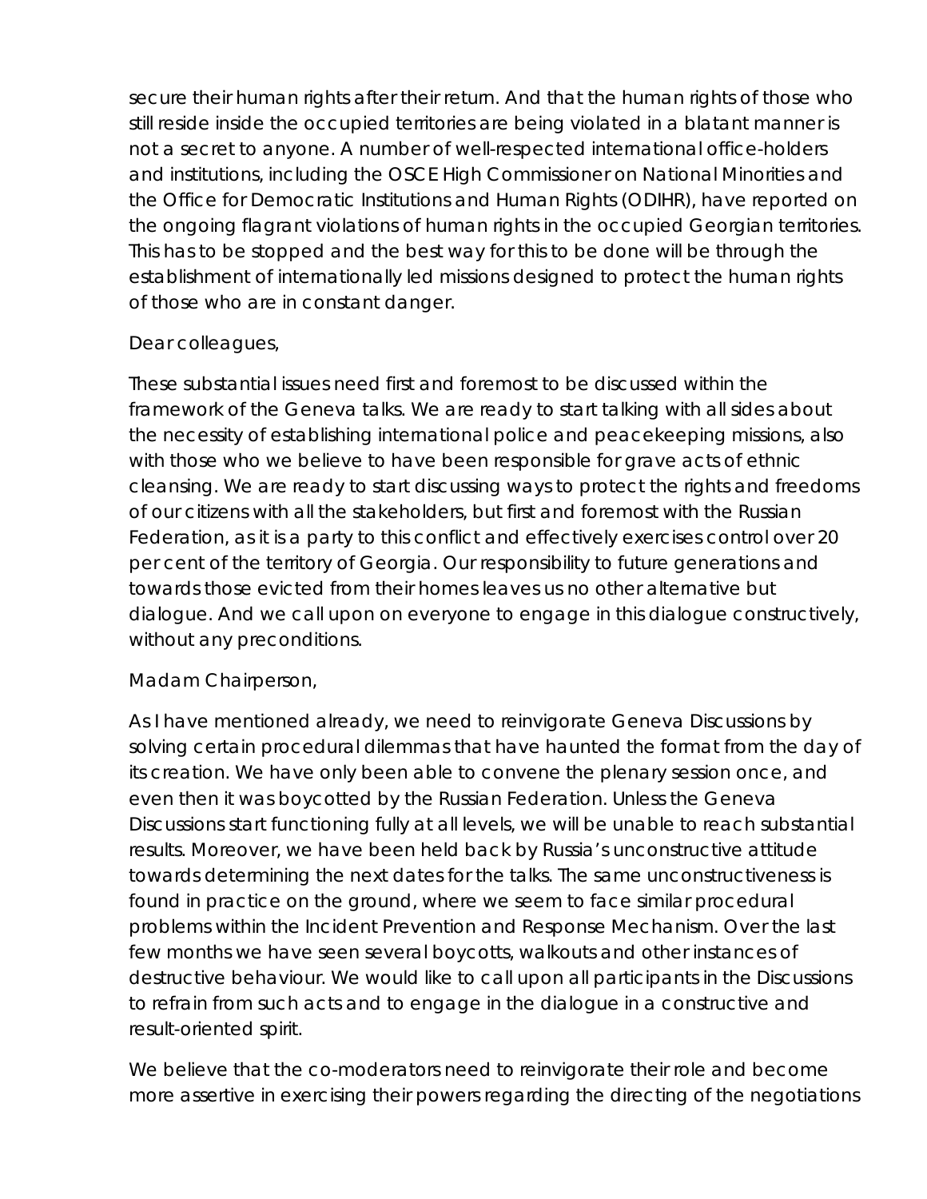secure their human rights after their return. And that the human rights of those who still reside inside the occupied territories are being violated in a blatant manner is not a secret to anyone. A number of well-respected international office-holders and institutions, including the OSCE High Commissioner on National Minorities and the Office for Democratic Institutions and Human Rights (ODIHR), have reported on the ongoing flagrant violations of human rights in the occupied Georgian territories. This has to be stopped and the best way for this to be done will be through the establishment of internationally led missions designed to protect the human rights of those who are in constant danger.

Dear colleagues,

These substantial issues need first and foremost to be discussed within the framework of the Geneva talks. We are ready to start talking with all sides about the necessity of establishing international police and peacekeeping missions, also with those who we believe to have been responsible for grave acts of ethnic cleansing. We are ready to start discussing ways to protect the rights and freedoms of our citizens with all the stakeholders, but first and foremost with the Russian Federation, as it is a party to this conflict and effectively exercises control over 20 per cent of the territory of Georgia. Our responsibility to future generations and towards those evicted from their homes leaves us no other alternative but dialogue. And we call upon on everyone to engage in this dialogue constructively, without any preconditions.

Madam Chairperson,

As I have mentioned already, we need to reinvigorate Geneva Discussions by solving certain procedural dilemmas that have haunted the format from the day of its creation. We have only been able to convene the plenary session once, and even then it was boycotted by the Russian Federation. Unless the Geneva Discussions start functioning fully at all levels, we will be unable to reach substantial results. Moreover, we have been held back by Russia's unconstructive attitude towards determining the next dates for the talks. The same unconstructiveness is found in practice on the ground, where we seem to face similar procedural problems within the Incident Prevention and Response Mechanism. Over the last few months we have seen several boycotts, walkouts and other instances of destructive behaviour. We would like to call upon all participants in the Discussions to refrain from such acts and to engage in the dialogue in a constructive and result-oriented spirit.

We believe that the co-moderators need to reinvigorate their role and become more assertive in exercising their powers regarding the directing of the negotiations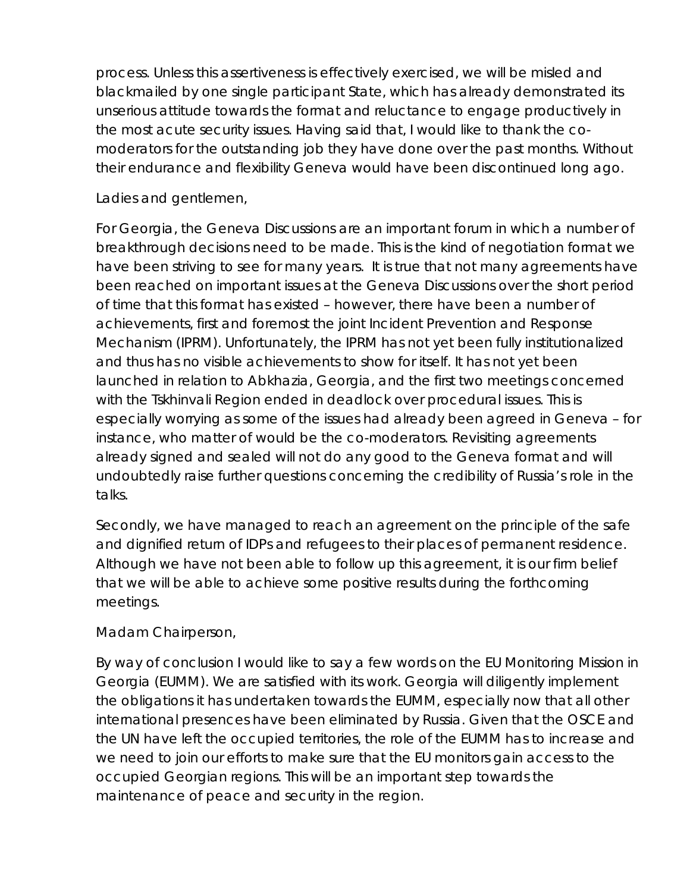process. Unless this assertiveness is effectively exercised, we will be misled and blackmailed by one single participant State, which has already demonstrated its unserious attitude towards the format and reluctance to engage productively in the most acute security issues. Having said that, I would like to thank the co-moderators for the outstanding job they have done over the past months. Without their endurance and flexibility Geneva would have been discontinued long ago.

Ladies and gentlemen,

For Georgia, the Geneva Discussions are an important forum in which a number of breakthrough decisions need to be made. This is the kind of negotiation format we have been striving to see for many years. It is true that not many agreements have been reached on important issues at the Geneva Discussions over the short period of time that this format has existed – however, there have been a number of achievements, first and foremost the joint Incident Prevention and Response Mechanism (IPRM). Unfortunately, the IPRM has not yet been fully institutionalized and thus has no visible achievements to show for itself. It has not yet been launched in relation to Abkhazia, Georgia, and the first two meetings concerned with the Tskhinvali Region ended in deadlock over procedural issues. This is especially worrying as some of the issues had already been agreed in Geneva – for instance, who matter of would be the co-moderators. Revisiting agreements already signed and sealed will not do any good to the Geneva format and will undoubtedly raise further questions concerning the credibility of Russia's role in the talks.

Secondly, we have managed to reach an agreement on the principle of the safe and dignified return of IDPs and refugees to their places of permanent residence. Although we have not been able to follow up this agreement, it is our firm belief that we will be able to achieve some positive results during the forthcoming meetings.

Madam Chairperson,

By way of conclusion I would like to say a few words on the EU Monitoring Mission in Georgia (EUMM). We are satisfied with its work. Georgia will diligently implement the obligations it has undertaken towards the EUMM, especially now that all other international presences have been eliminated by Russia. Given that the OSCE and the UN have left the occupied territories, the role of the EUMM has to increase and we need to join our efforts to make sure that the EU monitors gain access to the occupied Georgian regions. This will be an important step towards the maintenance of peace and security in the region.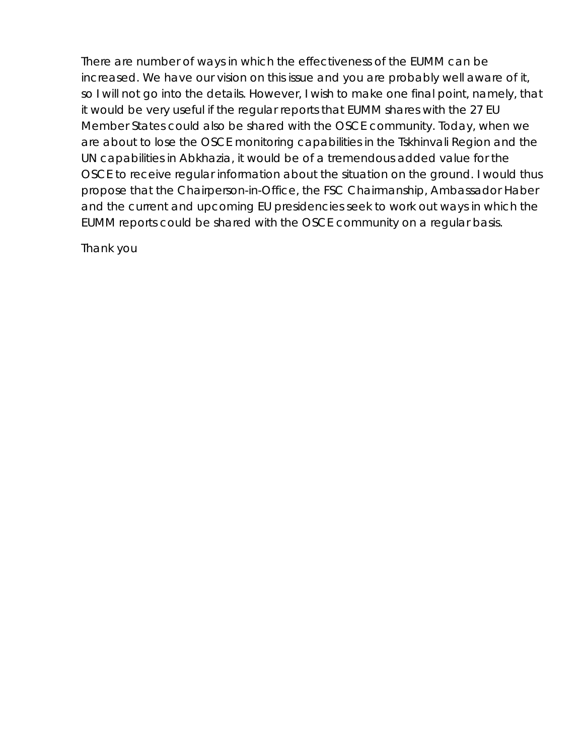There are number of ways in which the effectiveness of the EUMM can be increased. We have our vision on this issue and you are probably well aware of it, so I will not go into the details. However, I wish to make one final point, namely, that it would be very useful if the regular reports that EUMM shares with the 27 EU Member States could also be shared with the OSCE community. Today, when we are about to lose the OSCE monitoring capabilities in the Tskhinvali Region and the UN capabilities in Abkhazia, it would be of a tremendous added value for the OSCE to receive regular information about the situation on the ground. I would thus propose that the Chairperson-in-Office, the FSC Chairmanship, Ambassador Haber and the current and upcoming EU presidencies seek to work out ways in which the EUMM reports could be shared with the OSCE community on a regular basis.

Thank you